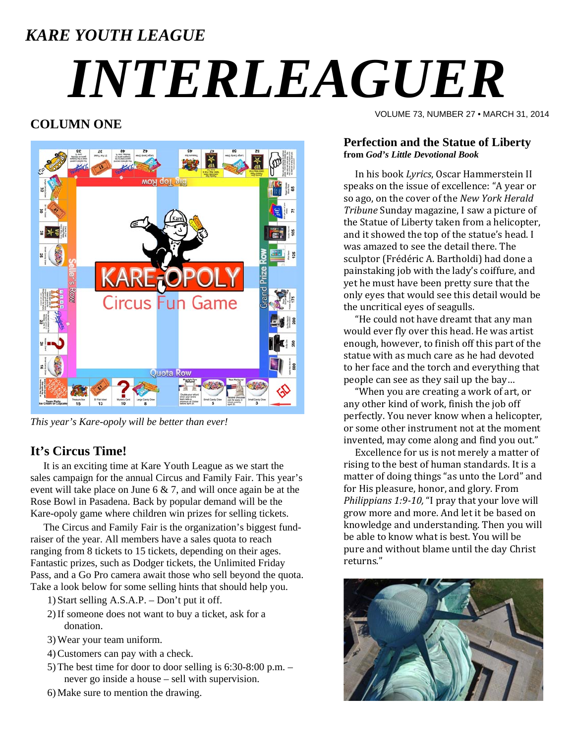*KARE YOUTH LEAGUE*

# *INTERLEAGUER*

VOLUME 73, NUMBER 27 • MARCH 31, 2014

## COLUMN ONE

*This year's Kare-opoly will be better than ever!*

## It's Circus Time!

It is an exciting time at Kare Youth League as we start the sales campaign for the annual Circus and Family Fair. This year's event will take place on June 6 & 7, and will once again be at the Rose Bowl in Pasadena. Back by popular demand will be the Kare-opoly game where children win prizes for selling tickets.

The Circus and Family Fair is the organization's biggest fund-raiser of the year. All members have a sales quota to reach ranging from 8 tickets to 15 tickets, depending on their ages. Fantastic prizes, such as Dodger tickets, the Unlimited Friday Pass, and a Go Pro camera await those who sell beyond the quota. Take a look below for some selling hints that should help you.

1) Start selling A.S.A.P. – Don't put it off.
2) If someone does not want to buy a ticket, ask for a donation.
3) Wear your team uniform.
4) Customers can pay with a check.
5) The best time for door to door selling is 6:30-8:00 p.m. – never go inside a house – sell with supervision.
6) Make sure to mention the drawing.

## Perfection and the Statue of Liberty

**from *God's Little Devotional Book***

In his book *Lyrics*, Oscar Hammerstein II speaks on the issue of excellence: "A year or so ago, on the cover of the *New York Herald Tribune* Sunday magazine, I saw a picture of the Statue of Liberty taken from a helicopter, and it showed the top of the statue's head. I was amazed to see the detail there. The sculptor (Frédéric A. Bartholdi) had done a painstaking job with the lady's coiffure, and yet he must have been pretty sure that the only eyes that would see this detail would be the uncritical eyes of seagulls.

"He could not have dreamt that any man would ever fly over this head. He was artist enough, however, to finish off this part of the statue with as much care as he had devoted to her face and the torch and everything that people can see as they sail up the bay…

"When you are creating a work of art, or any other kind of work, finish the job off perfectly. You never know when a helicopter, or some other instrument not at the moment invented, may come along and find you out."

Excellence for us is not merely a matter of rising to the best of human standards. It is a matter of doing things "as unto the Lord" and for His pleasure, honor, and glory. From *Philippians 1:9-10,* "I pray that your love will grow more and more. And let it be based on knowledge and understanding. Then you will be able to know what is best. You will be pure and without blame until the day Christ returns."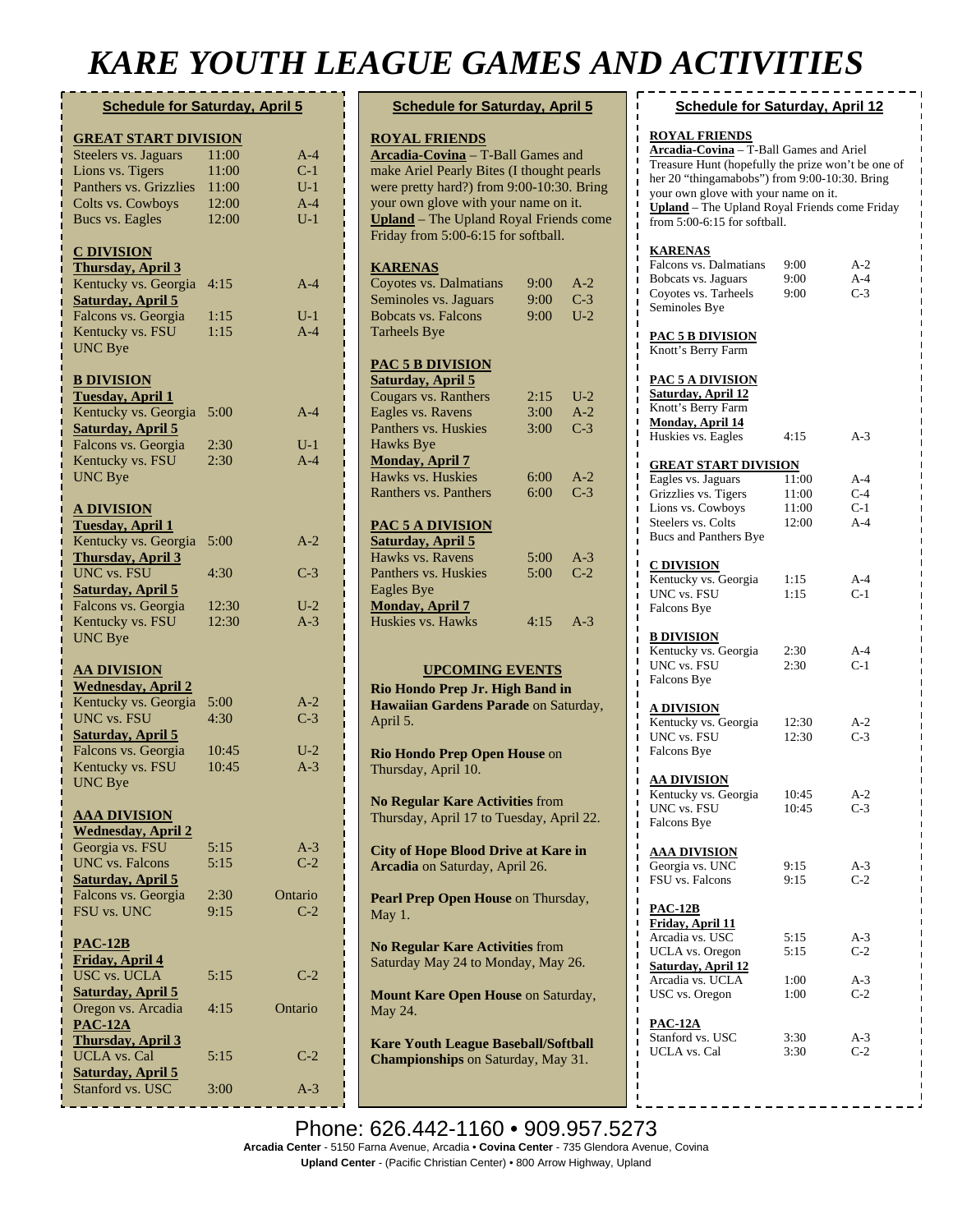# KARE YOUTH LEAGUE GAMES AND ACTIVITIES

## Schedule for Saturday, April 5

**GREAT START DIVISION**

| | | |
|---|---|---|
| Steelers vs. Jaguars | 11:00 | A-4 |
| Lions vs. Tigers | 11:00 | C-1 |
| Panthers vs. Grizzlies | 11:00 | U-1 |
| Colts vs. Cowboys | 12:00 | A-4 |
| Bucs vs. Eagles | 12:00 | U-1 |

**C DIVISION**

| | | |
|---|---|---|
| **Thursday, April 3** | | |
| Kentucky vs. Georgia | 4:15 | A-4 |
| **Saturday, April 5** | | |
| Falcons vs. Georgia | 1:15 | U-1 |
| Kentucky vs. FSU | 1:15 | A-4 |
| UNC Bye | | |

**B DIVISION**

| | | |
|---|---|---|
| **Tuesday, April 1** | | |
| Kentucky vs. Georgia | 5:00 | A-4 |
| **Saturday, April 5** | | |
| Falcons vs. Georgia | 2:30 | U-1 |
| Kentucky vs. FSU | 2:30 | A-4 |
| UNC Bye | | |

**A DIVISION**

| | | |
|---|---|---|
| **Tuesday, April 1** | | |
| Kentucky vs. Georgia | 5:00 | A-2 |
| **Thursday, April 3** | | |
| UNC vs. FSU | 4:30 | C-3 |
| **Saturday, April 5** | | |
| Falcons vs. Georgia | 12:30 | U-2 |
| Kentucky vs. FSU | 12:30 | A-3 |
| UNC Bye | | |

**AA DIVISION**

| | | |
|---|---|---|
| **Wednesday, April 2** | | |
| Kentucky vs. Georgia | 5:00 | A-2 |
| UNC vs. FSU | 4:30 | C-3 |
| **Saturday, April 5** | | |
| Falcons vs. Georgia | 10:45 | U-2 |
| Kentucky vs. FSU | 10:45 | A-3 |
| UNC Bye | | |

**AAA DIVISION**

| | | |
|---|---|---|
| **Wednesday, April 2** | | |
| Georgia vs. FSU | 5:15 | A-3 |
| UNC vs. Falcons | 5:15 | C-2 |
| **Saturday, April 5** | | |
| Falcons vs. Georgia | 2:30 | Ontario |
| FSU vs. UNC | 9:15 | C-2 |

**PAC-12B**

| | | |
|---|---|---|
| **Friday, April 4** | | |
| USC vs. UCLA | 5:15 | C-2 |
| **Saturday, April 5** | | |
| Oregon vs. Arcadia | 4:15 | Ontario |

**PAC-12A**

| | | |
|---|---|---|
| **Thursday, April 3** | | |
| UCLA vs. Cal | 5:15 | C-2 |
| **Saturday, April 5** | | |
| Stanford vs. USC | 3:00 | A-3 |

## Schedule for Saturday, April 5

**ROYAL FRIENDS**

**Arcadia-Covina** – T-Ball Games and make Ariel Pearly Bites (I thought pearls were pretty hard?) from 9:00-10:30. Bring your own glove with your name on it.
**Upland** – The Upland Royal Friends come Friday from 5:00-6:15 for softball.

**KARENAS**

| | | |
|---|---|---|
| Coyotes vs. Dalmatians | 9:00 | A-2 |
| Seminoles vs. Jaguars | 9:00 | C-3 |
| Bobcats vs. Falcons | 9:00 | U-2 |
| Tarheels Bye | | |

**PAC 5 B DIVISION**

| | | |
|---|---|---|
| **Saturday, April 5** | | |
| Cougars vs. Ranthers | 2:15 | U-2 |
| Eagles vs. Ravens | 3:00 | A-2 |
| Panthers vs. Huskies | 3:00 | C-3 |
| Hawks Bye | | |
| **Monday, April 7** | | |
| Hawks vs. Huskies | 6:00 | A-2 |
| Ranthers vs. Panthers | 6:00 | C-3 |

**PAC 5 A DIVISION**

| | | |
|---|---|---|
| **Saturday, April 5** | | |
| Hawks vs. Ravens | 5:00 | A-3 |
| Panthers vs. Huskies | 5:00 | C-2 |
| Eagles Bye | | |
| **Monday, April 7** | | |
| Huskies vs. Hawks | 4:15 | A-3 |

**UPCOMING EVENTS**

**Rio Hondo Prep Jr. High Band in Hawaiian Gardens Parade** on Saturday, April 5.

**Rio Hondo Prep Open House** on Thursday, April 10.

**No Regular Kare Activities** from Thursday, April 17 to Tuesday, April 22.

**City of Hope Blood Drive at Kare in Arcadia** on Saturday, April 26.

**Pearl Prep Open House** on Thursday, May 1.

**No Regular Kare Activities** from Saturday May 24 to Monday, May 26.

**Mount Kare Open House** on Saturday, May 24.

**Kare Youth League Baseball/Softball Championships** on Saturday, May 31.

## Schedule for Saturday, April 12

**ROYAL FRIENDS**

**Arcadia-Covina** – T-Ball Games and Ariel Treasure Hunt (hopefully the prize won't be one of her 20 "thingamabobs") from 9:00-10:30. Bring your own glove with your name on it.
**Upland** – The Upland Royal Friends come Friday from 5:00-6:15 for softball.

**KARENAS**

| | | |
|---|---|---|
| Falcons vs. Dalmatians | 9:00 | A-2 |
| Bobcats vs. Jaguars | 9:00 | A-4 |
| Coyotes vs. Tarheels | 9:00 | C-3 |
| Seminoles Bye | | |

**PAC 5 B DIVISION**

Knott's Berry Farm

**PAC 5 A DIVISION**

| | | |
|---|---|---|
| **Saturday, April 12** | | |
| Knott's Berry Farm | | |
| **Monday, April 14** | | |
| Huskies vs. Eagles | 4:15 | A-3 |

**GREAT START DIVISION**

| | | |
|---|---|---|
| Eagles vs. Jaguars | 11:00 | A-4 |
| Grizzlies vs. Tigers | 11:00 | C-4 |
| Lions vs. Cowboys | 11:00 | C-1 |
| Steelers vs. Colts | 12:00 | A-4 |
| Bucs and Panthers Bye | | |

**C DIVISION**

| | | |
|---|---|---|
| Kentucky vs. Georgia | 1:15 | A-4 |
| UNC vs. FSU | 1:15 | C-1 |
| Falcons Bye | | |

**B DIVISION**

| | | |
|---|---|---|
| Kentucky vs. Georgia | 2:30 | A-4 |
| UNC vs. FSU | 2:30 | C-1 |
| Falcons Bye | | |

**A DIVISION**

| | | |
|---|---|---|
| Kentucky vs. Georgia | 12:30 | A-2 |
| UNC vs. FSU | 12:30 | C-3 |
| Falcons Bye | | |

**AA DIVISION**

| | | |
|---|---|---|
| Kentucky vs. Georgia | 10:45 | A-2 |
| UNC vs. FSU | 10:45 | C-3 |
| Falcons Bye | | |

**AAA DIVISION**

| | | |
|---|---|---|
| Georgia vs. UNC | 9:15 | A-3 |
| FSU vs. Falcons | 9:15 | C-2 |

**PAC-12B**

| | | |
|---|---|---|
| **Friday, April 11** | | |
| Arcadia vs. USC | 5:15 | A-3 |
| UCLA vs. Oregon | 5:15 | C-2 |
| **Saturday, April 12** | | |
| Arcadia vs. UCLA | 1:00 | A-3 |
| USC vs. Oregon | 1:00 | C-2 |

**PAC-12A**

| | | |
|---|---|---|
| Stanford vs. USC | 3:30 | A-3 |
| UCLA vs. Cal | 3:30 | C-2 |

Phone: 626.442-1160 • 909.957.5273

**Arcadia Center** - 5150 Farna Avenue, Arcadia • **Covina Center** - 735 Glendora Avenue, Covina
**Upland Center** - (Pacific Christian Center) • 800 Arrow Highway, Upland